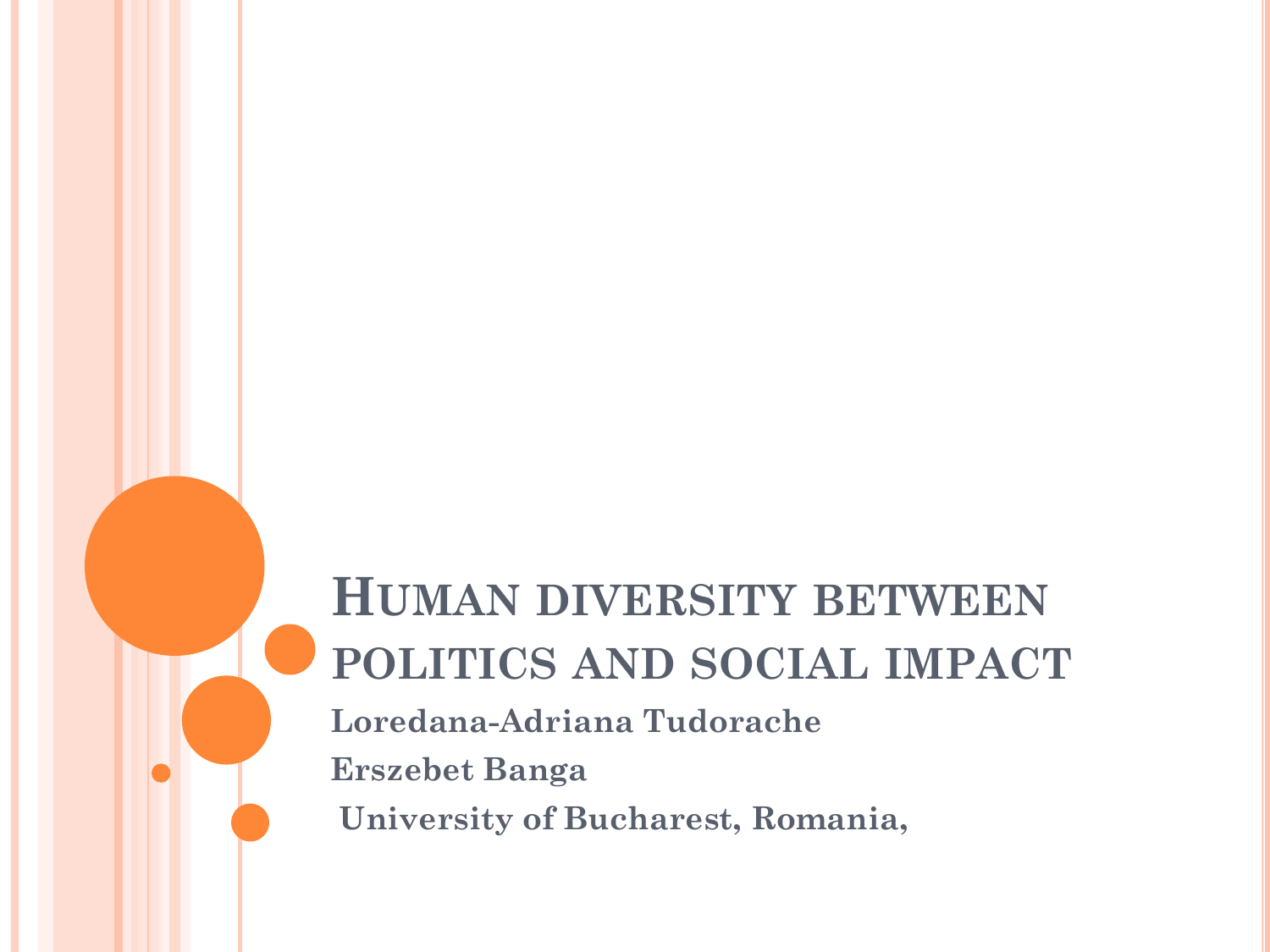# Human diversity between politics and social impact

**Loredana-Adriana Tudorache**

**Erszebet Banga**

**University of Bucharest, Romania,**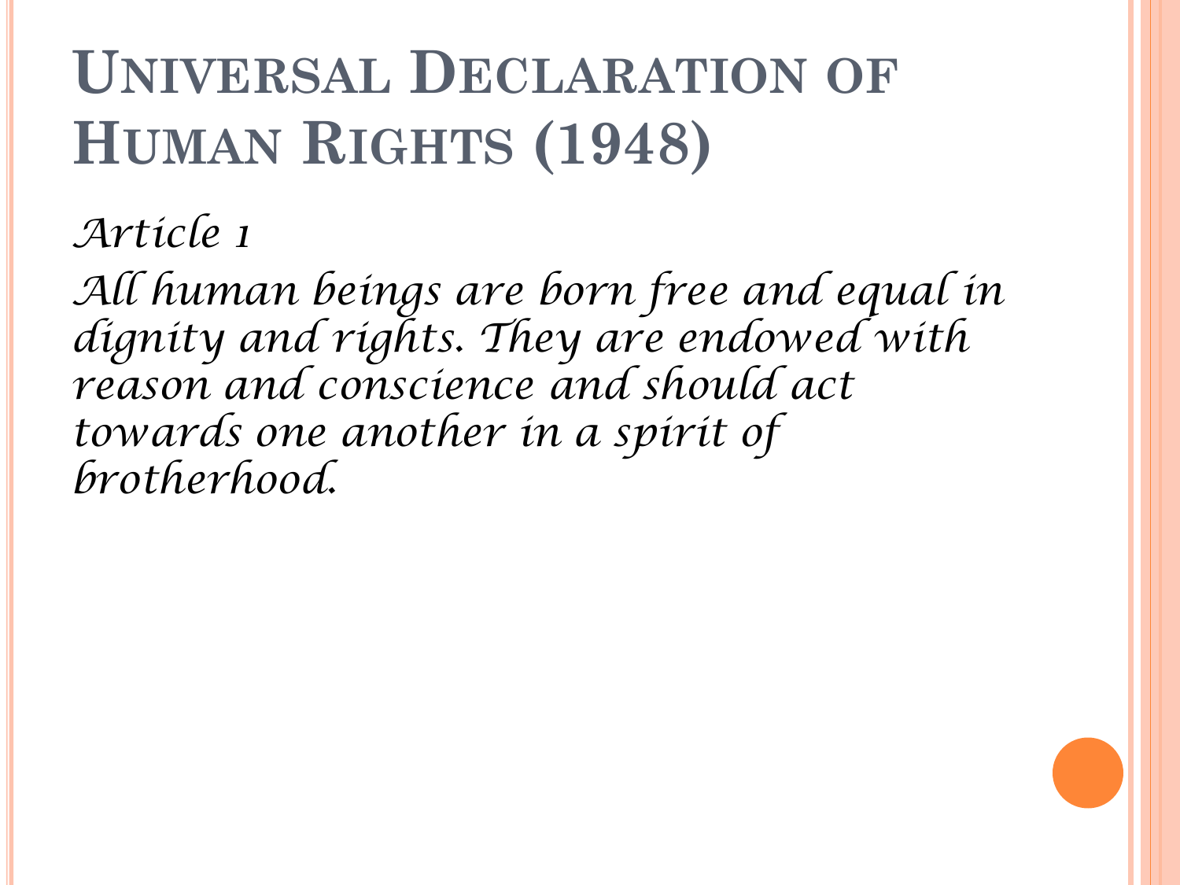# Universal Declaration of Human Rights (1948)

*Article 1*

*All human beings are born free and equal in dignity and rights. They are endowed with reason and conscience and should act towards one another in a spirit of brotherhood.*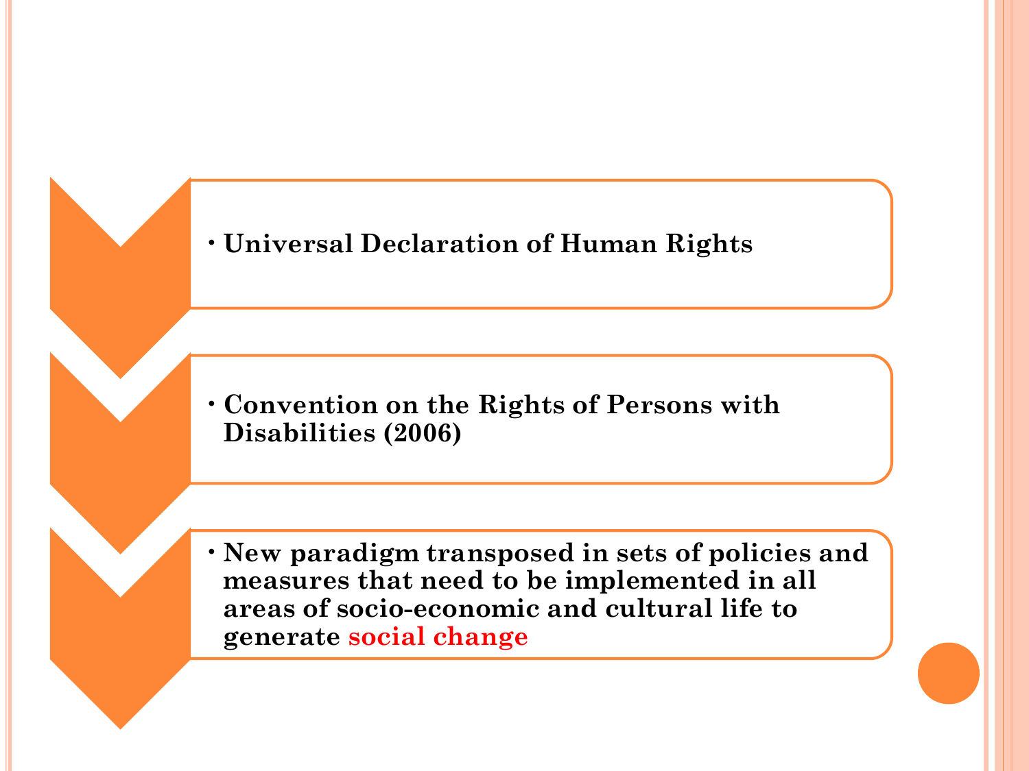- **Universal Declaration of Human Rights**

- **Convention on the Rights of Persons with Disabilities (2006)**

- **New paradigm transposed in sets of policies and measures that need to be implemented in all areas of socio-economic and cultural life to generate social change**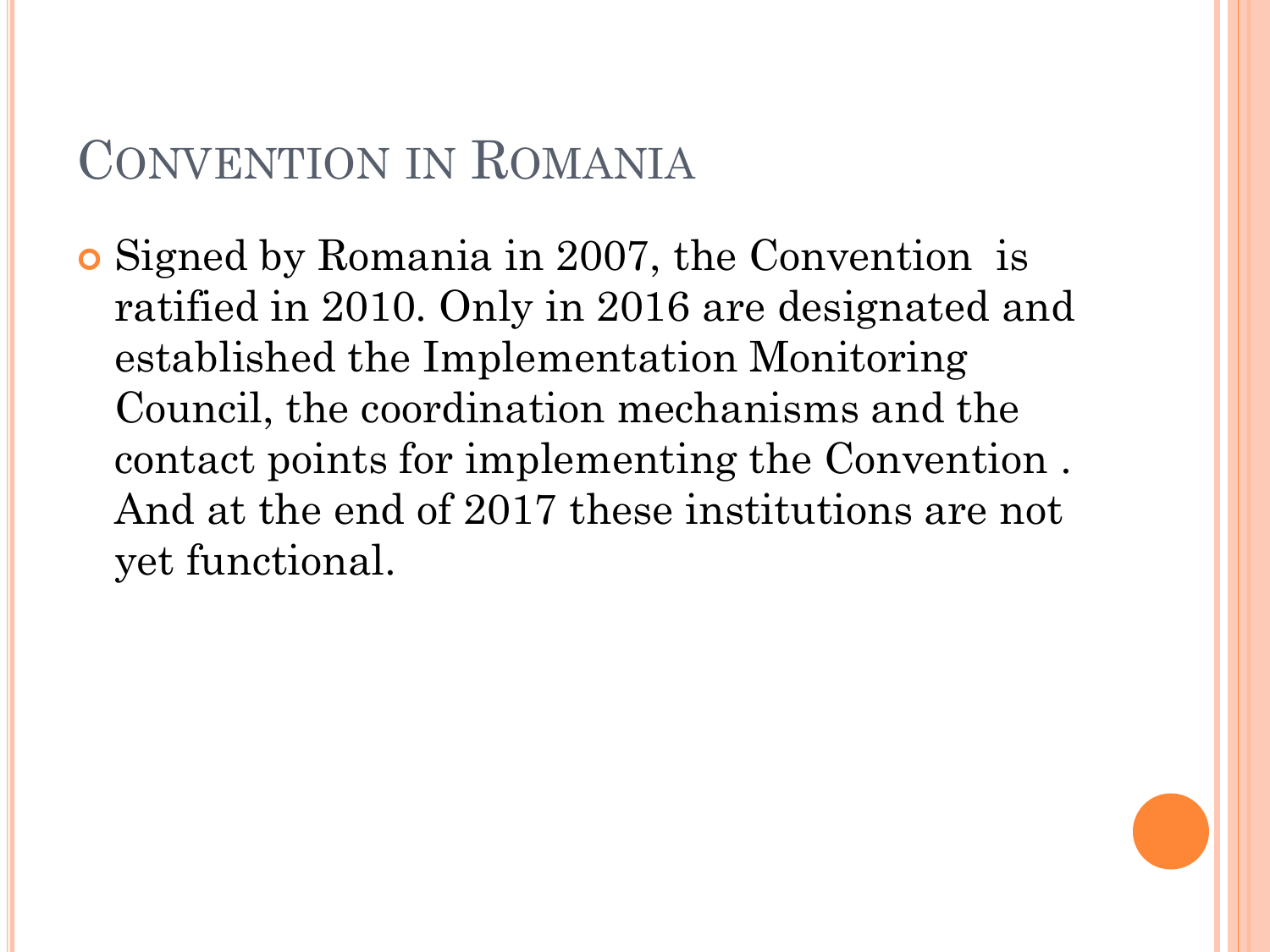# Convention in Romania

- Signed by Romania in 2007, the Convention is ratified in 2010. Only in 2016 are designated and established the Implementation Monitoring Council, the coordination mechanisms and the contact points for implementing the Convention . And at the end of 2017 these institutions are not yet functional.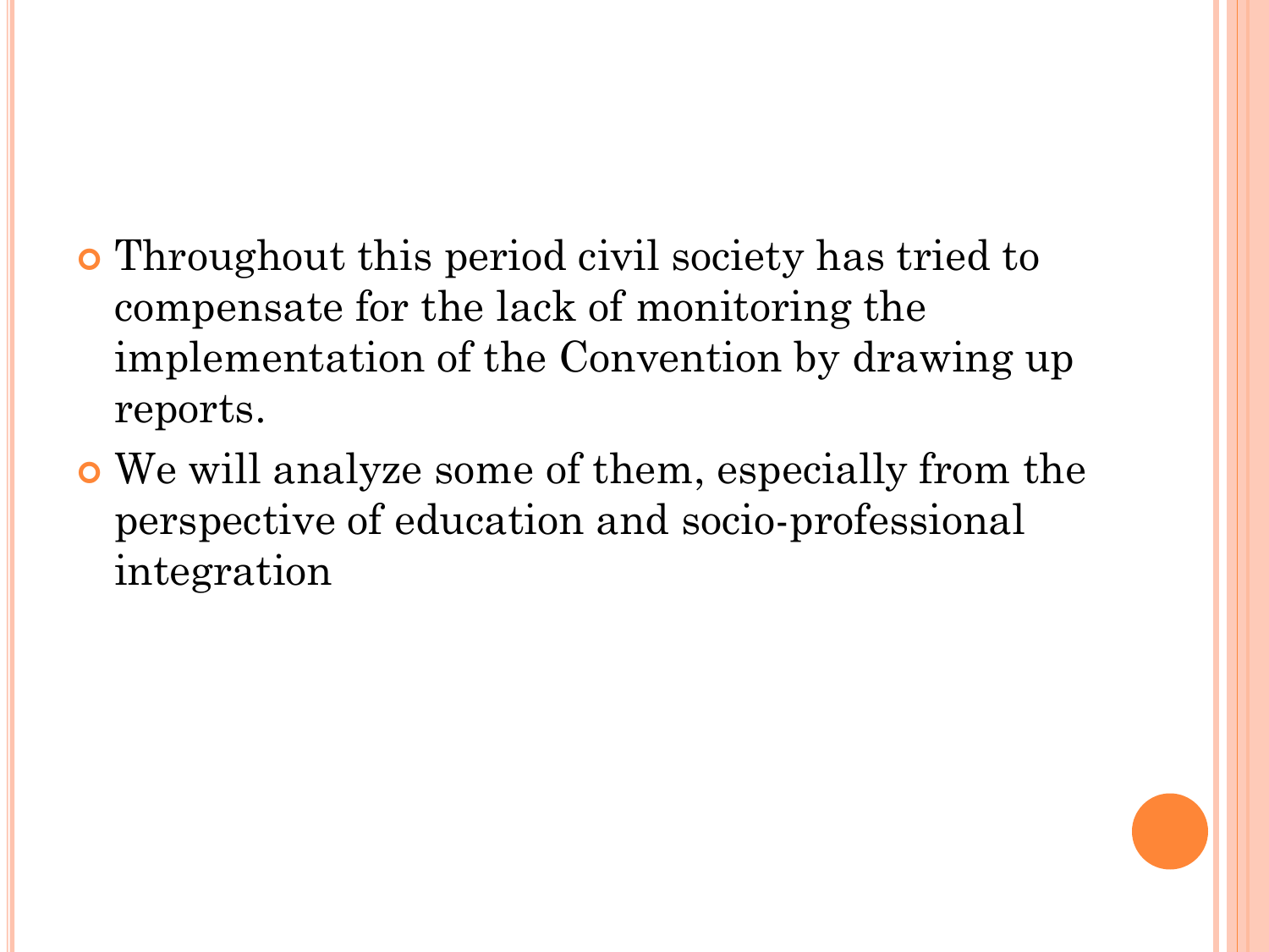- Throughout this period civil society has tried to compensate for the lack of monitoring the implementation of the Convention by drawing up reports.
- We will analyze some of them, especially from the perspective of education and socio-professional integration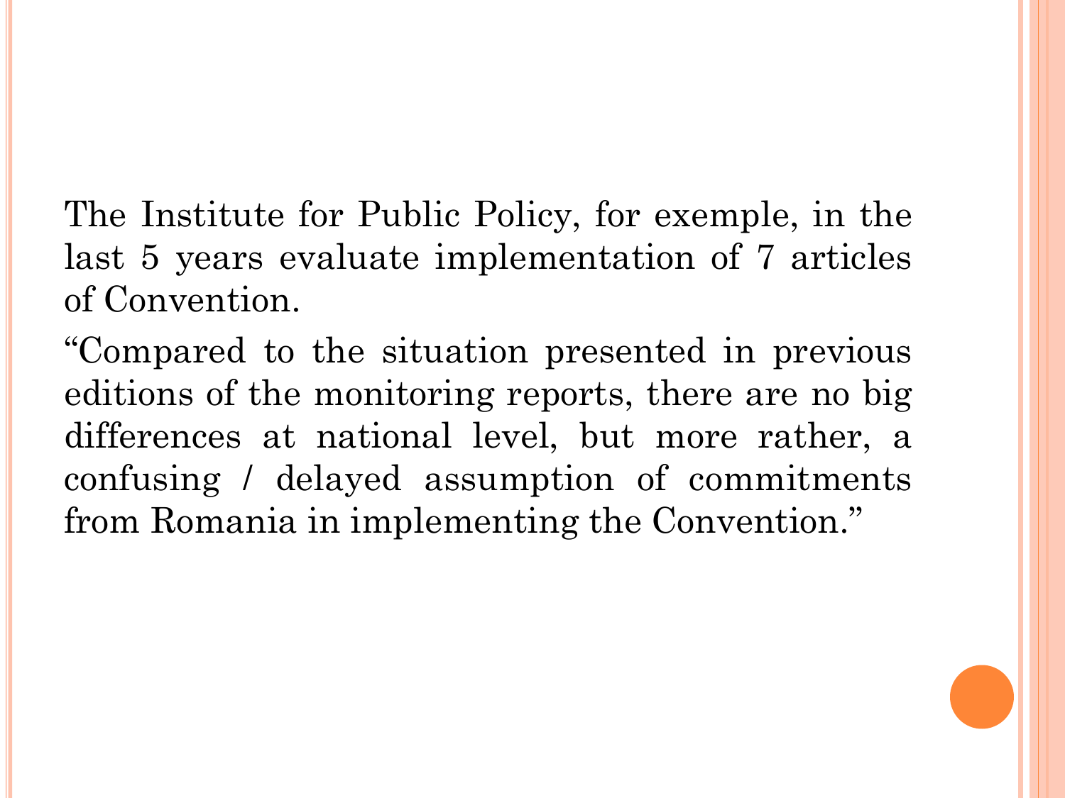The Institute for Public Policy, for exemple, in the last 5 years evaluate implementation of 7 articles of Convention.

“Compared to the situation presented in previous editions of the monitoring reports, there are no big differences at national level, but more rather, a confusing / delayed assumption of commitments from Romania in implementing the Convention.”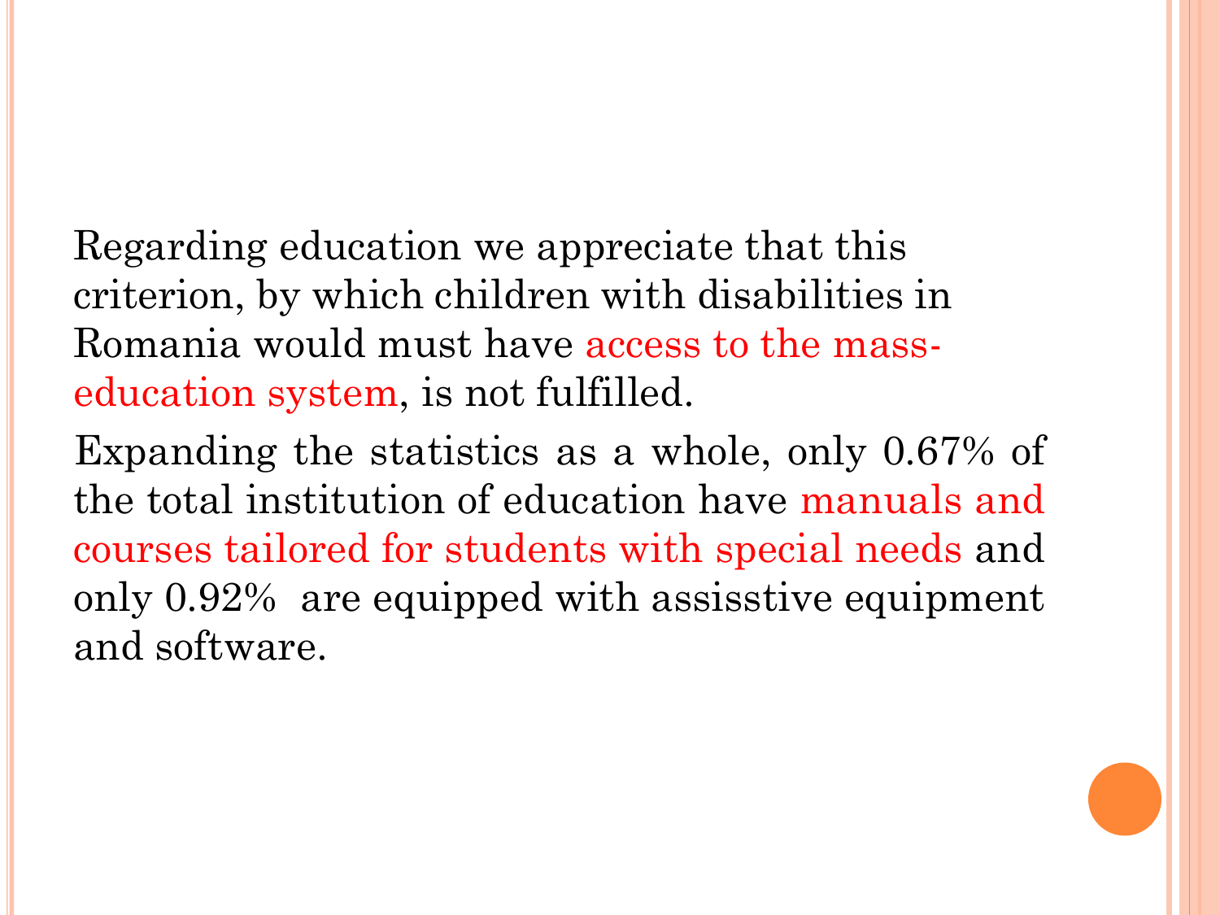Regarding education we appreciate that this criterion, by which children with disabilities in Romania would must have access to the mass-education system, is not fulfilled.

Expanding the statistics as a whole, only 0.67% of the total institution of education have manuals and courses tailored for students with special needs and only 0.92%  are equipped with assisstive equipment and software.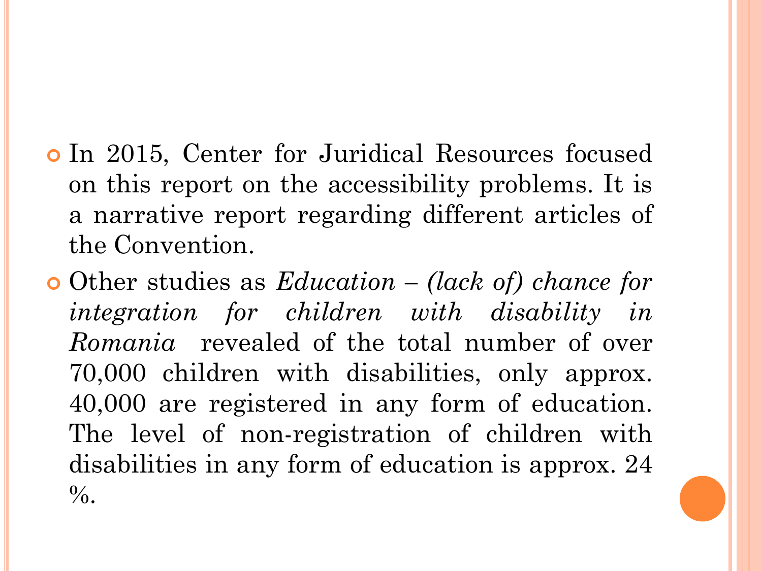- In 2015, Center for Juridical Resources focused on this report on the accessibility problems. It is a narrative report regarding different articles of the Convention.
- Other studies as *Education – (lack of) chance for integration for children with disability in Romania* revealed of the total number of over 70,000 children with disabilities, only approx. 40,000 are registered in any form of education. The level of non-registration of children with disabilities in any form of education is approx. 24 %.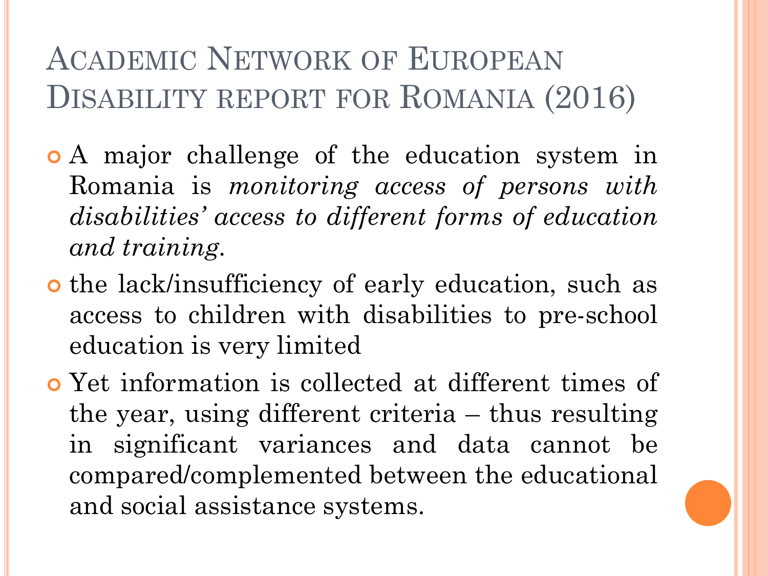# Academic Network of European Disability report for Romania (2016)

- A major challenge of the education system in Romania is *monitoring access of persons with disabilities' access to different forms of education and training*.
- the lack/insufficiency of early education, such as access to children with disabilities to pre-school education is very limited
- Yet information is collected at different times of the year, using different criteria – thus resulting in significant variances and data cannot be compared/complemented between the educational and social assistance systems.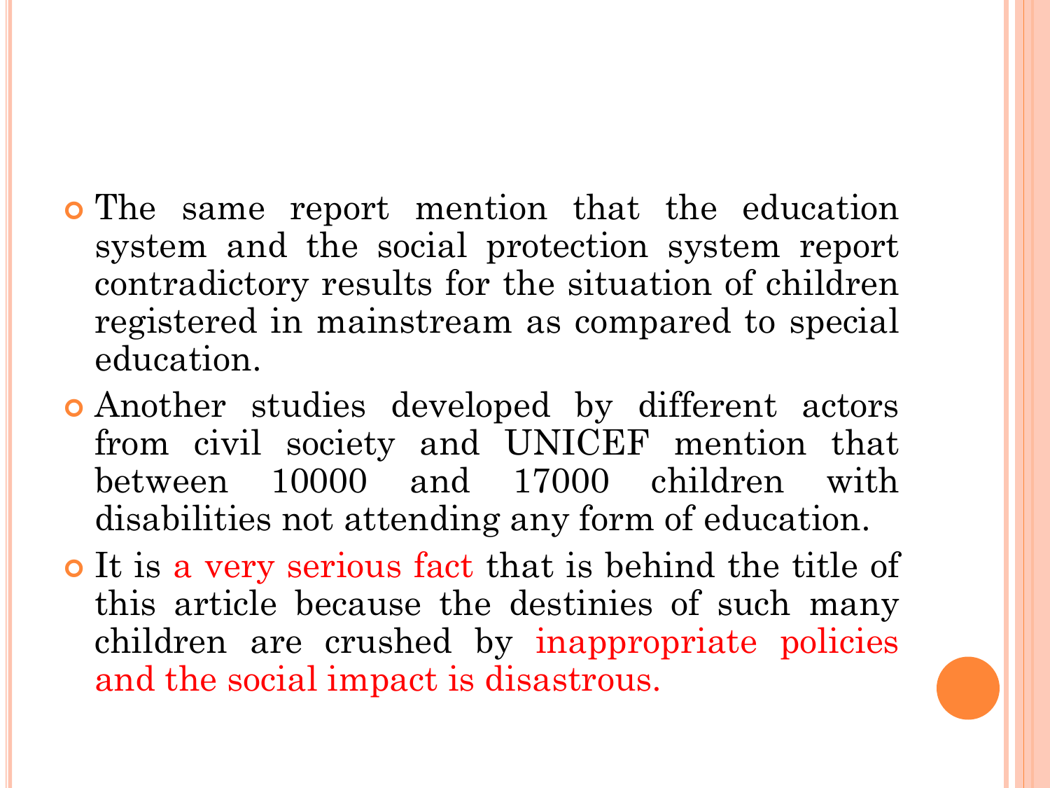- The same report mention that the education system and the social protection system report contradictory results for the situation of children registered in mainstream as compared to special education.
- Another studies developed by different actors from civil society and UNICEF mention that between 10000 and 17000 children with disabilities not attending any form of education.
- It is a very serious fact that is behind the title of this article because the destinies of such many children are crushed by inappropriate policies and the social impact is disastrous.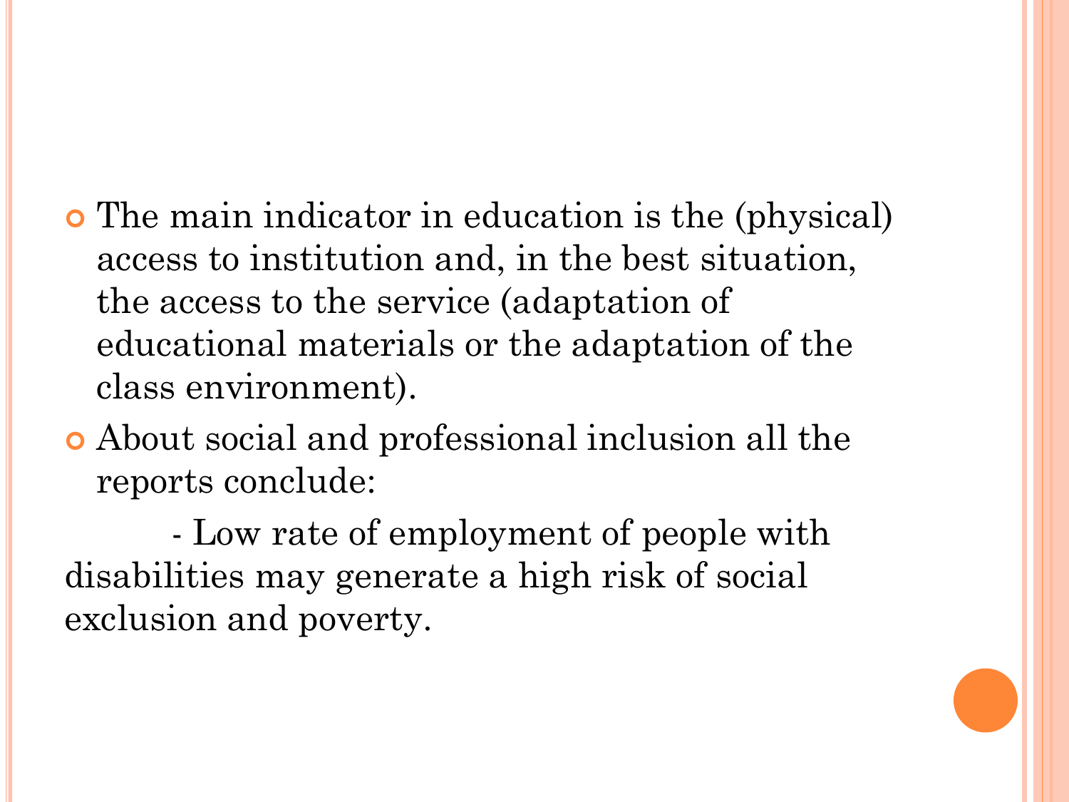- The main indicator in education is the (physical) access to institution and, in the best situation, the access to the service (adaptation of educational materials or the adaptation of the class environment).
- About social and professional inclusion all the reports conclude:

  - Low rate of employment of people with disabilities may generate a high risk of social exclusion and poverty.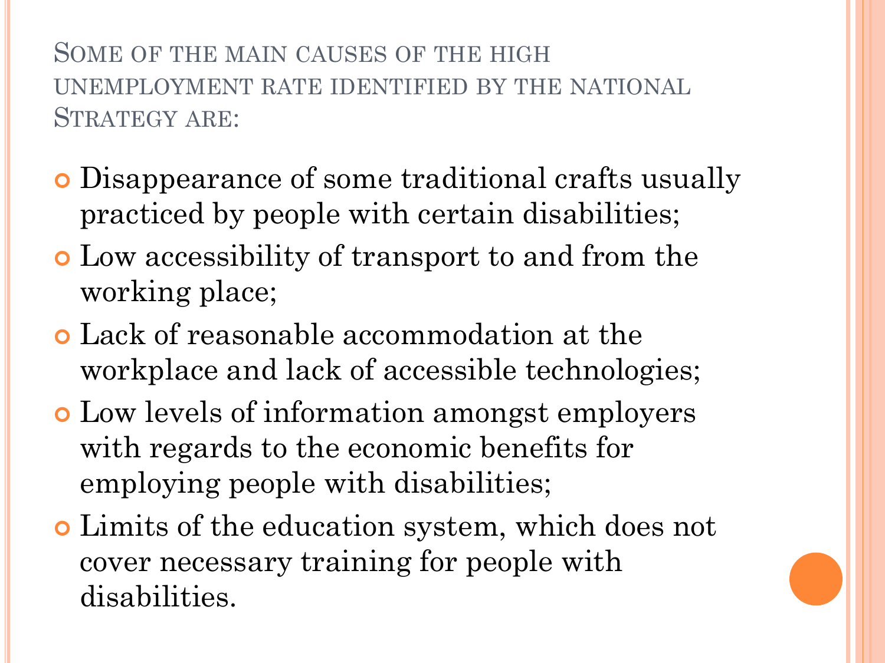## Some of the main causes of the high unemployment rate identified by the national Strategy are:

- Disappearance of some traditional crafts usually practiced by people with certain disabilities;
- Low accessibility of transport to and from the working place;
- Lack of reasonable accommodation at the workplace and lack of accessible technologies;
- Low levels of information amongst employers with regards to the economic benefits for employing people with disabilities;
- Limits of the education system, which does not cover necessary training for people with disabilities.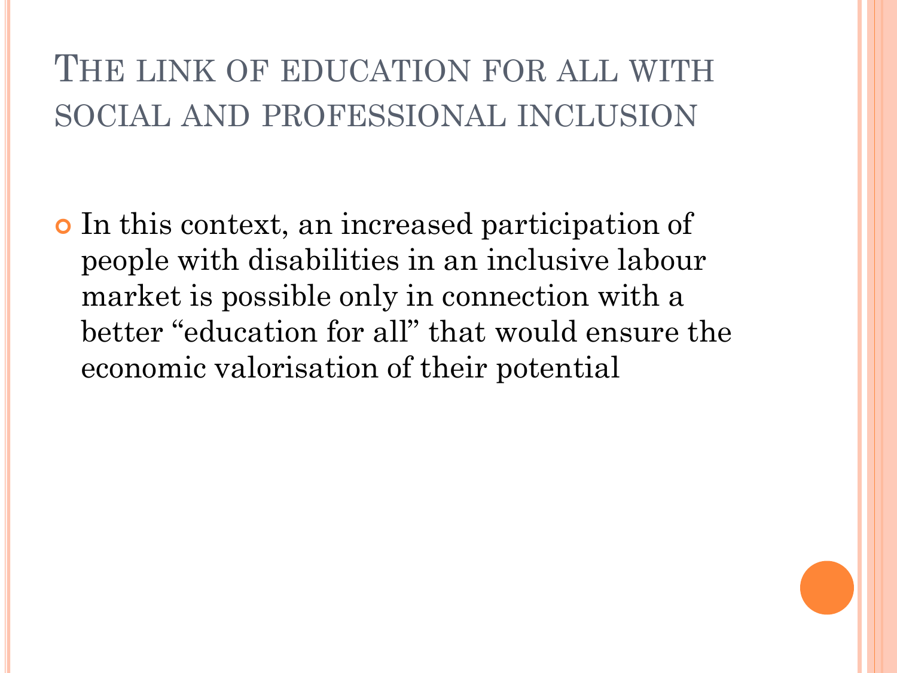# The link of education for all with social and professional inclusion

- In this context, an increased participation of people with disabilities in an inclusive labour market is possible only in connection with a better "education for all" that would ensure the economic valorisation of their potential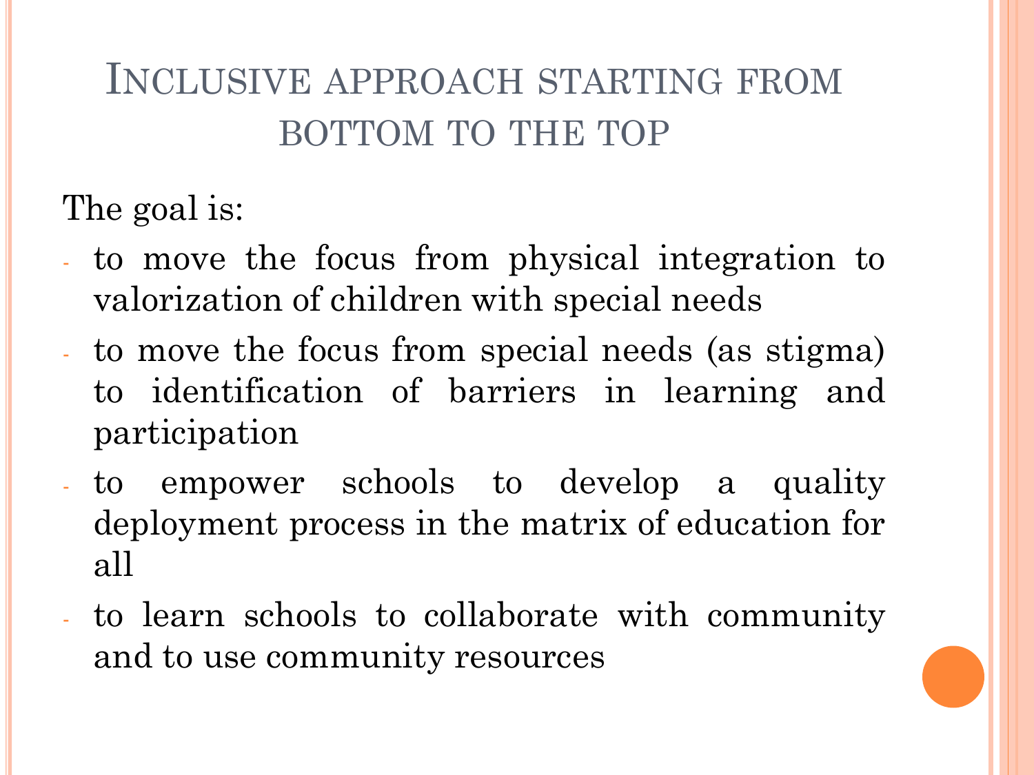# Inclusive approach starting from bottom to the top

The goal is:

- to move the focus from physical integration to valorization of children with special needs
- to move the focus from special needs (as stigma) to identification of barriers in learning and participation
- to empower schools to develop a quality deployment process in the matrix of education for all
- to learn schools to collaborate with community and to use community resources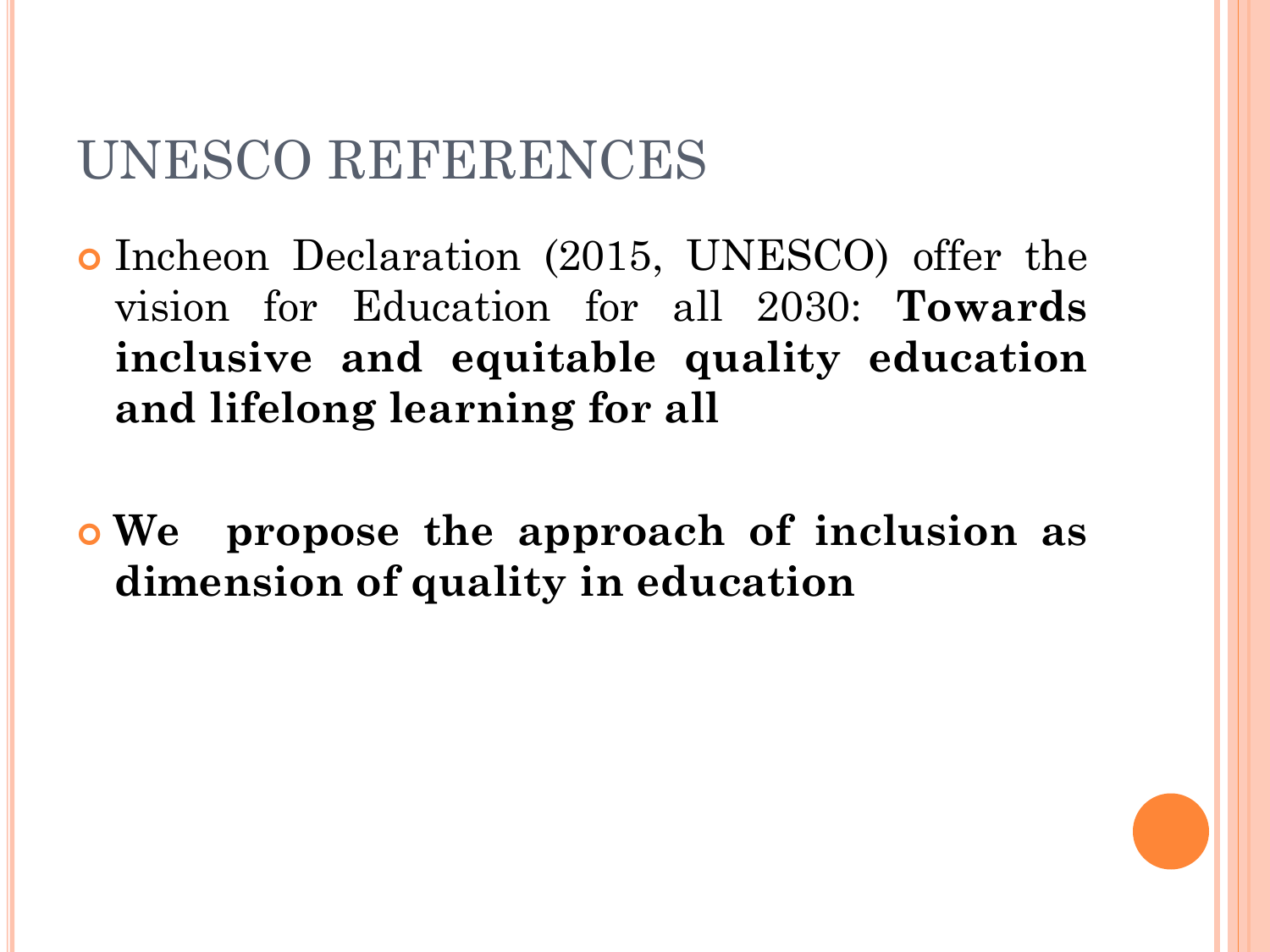# UNESCO REFERENCES

- Incheon Declaration (2015, UNESCO) offer the vision for Education for all 2030: **Towards inclusive and equitable quality education and lifelong learning for all**

- **We propose the approach of inclusion as dimension of quality in education**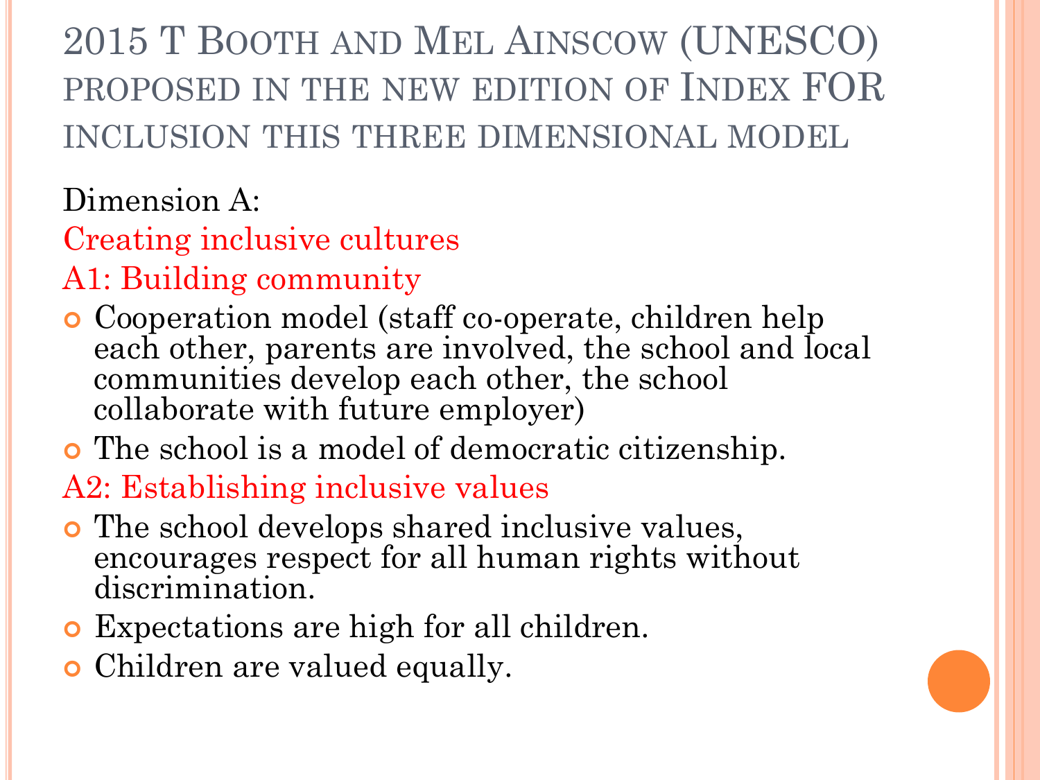# 2015 T Booth and Mel Ainscow (UNESCO) proposed in the new edition of Index FOR inclusion this three dimensional model

Dimension A:

Creating inclusive cultures

A1: Building community

- Cooperation model (staff co-operate, children help each other, parents are involved, the school and local communities develop each other, the school collaborate with future employer)
- The school is a model of democratic citizenship.

A2: Establishing inclusive values

- The school develops shared inclusive values, encourages respect for all human rights without discrimination.
- Expectations are high for all children.
- Children are valued equally.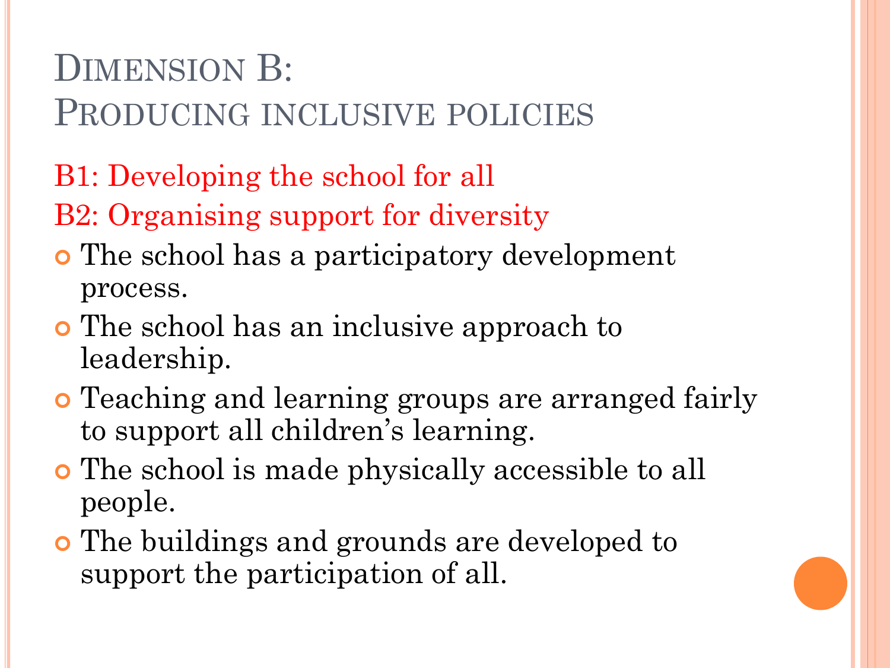# Dimension B: Producing inclusive policies

B1: Developing the school for all

B2: Organising support for diversity

- The school has a participatory development process.
- The school has an inclusive approach to leadership.
- Teaching and learning groups are arranged fairly to support all children's learning.
- The school is made physically accessible to all people.
- The buildings and grounds are developed to support the participation of all.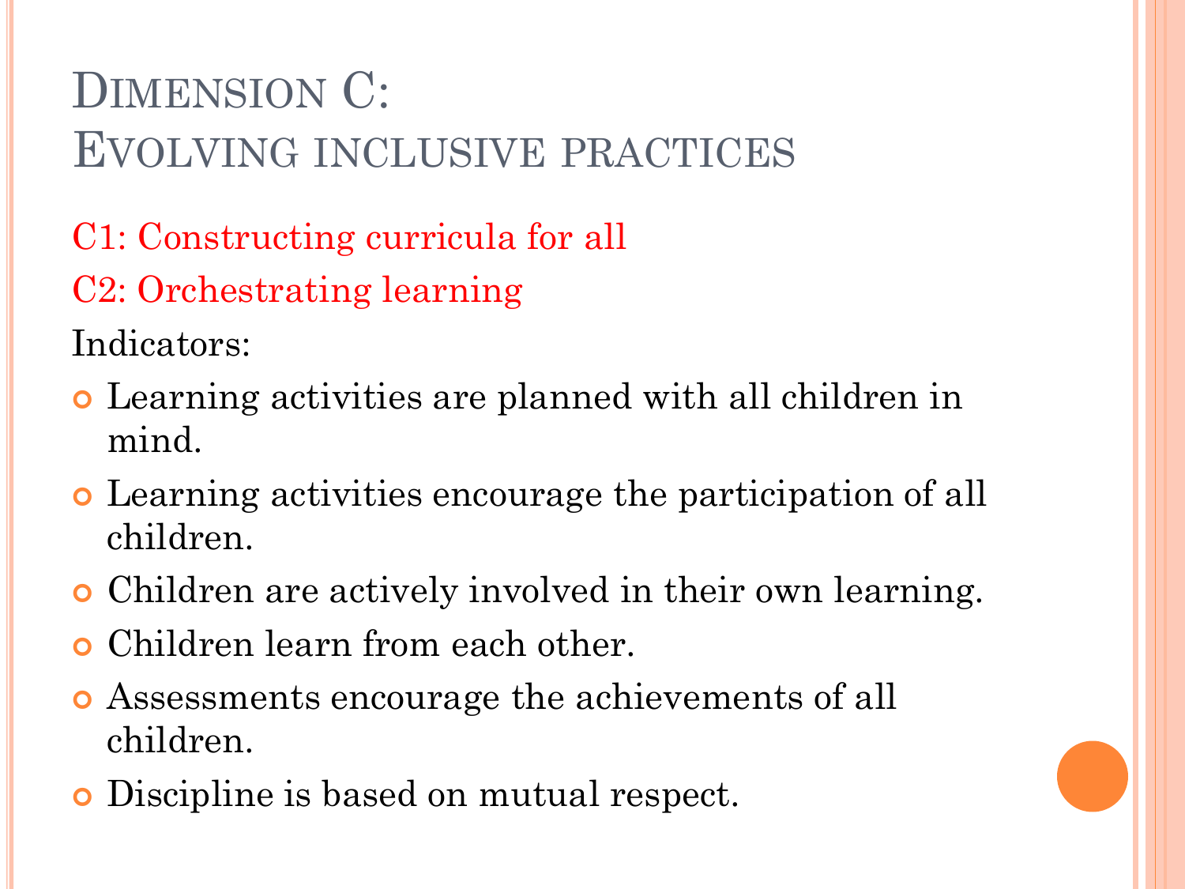# Dimension C: Evolving inclusive practices

C1: Constructing curricula for all

C2: Orchestrating learning

Indicators:

- Learning activities are planned with all children in mind.
- Learning activities encourage the participation of all children.
- Children are actively involved in their own learning.
- Children learn from each other.
- Assessments encourage the achievements of all children.
- Discipline is based on mutual respect.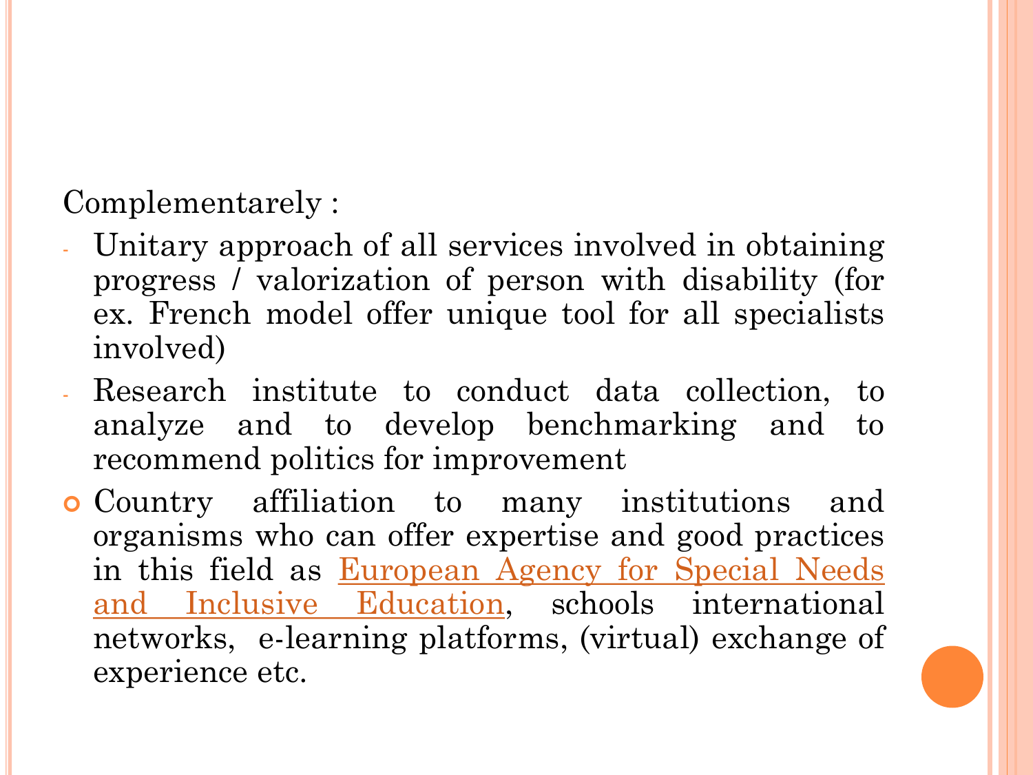Complementarely :

- Unitary approach of all services involved in obtaining progress / valorization of person with disability (for ex. French model offer unique tool for all specialists involved)
- Research institute to conduct data collection, to analyze and to develop benchmarking and to recommend politics for improvement

- Country affiliation to many institutions and organisms who can offer expertise and good practices in this field as European Agency for Special Needs and Inclusive Education, schools international networks, e-learning platforms, (virtual) exchange of experience etc.